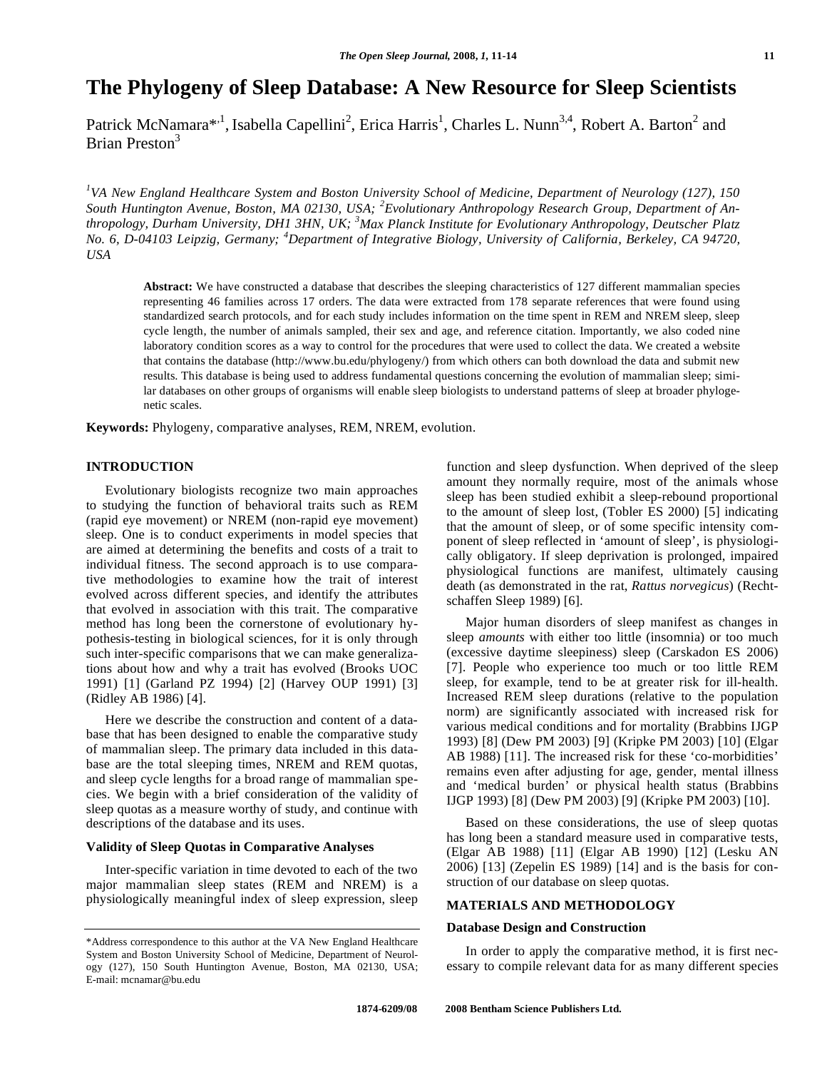# The Phylogeny of Sleep Database: A New Resource for Sleep Scientists

Patrick McNamara*[,1], Isabella Capellini[2], Erica Harris[1], Charles L. Nunn[3,4], Robert A. Barton[2] and Brian Preston[3]

*[1]VA New England Healthcare System and Boston University School of Medicine, Department of Neurology (127), 150 South Huntington Avenue, Boston, MA 02130, USA; [2]Evolutionary Anthropology Research Group, Department of Anthropology, Durham University, DH1 3HN, UK; [3]Max Planck Institute for Evolutionary Anthropology, Deutscher Platz No. 6, D-04103 Leipzig, Germany; [4]Department of Integrative Biology, University of California, Berkeley, CA 94720, USA*

**Abstract:** We have constructed a database that describes the sleeping characteristics of 127 different mammalian species representing 46 families across 17 orders. The data were extracted from 178 separate references that were found using standardized search protocols, and for each study includes information on the time spent in REM and NREM sleep, sleep cycle length, the number of animals sampled, their sex and age, and reference citation. Importantly, we also coded nine laboratory condition scores as a way to control for the procedures that were used to collect the data. We created a website that contains the database (http://www.bu.edu/phylogeny/) from which others can both download the data and submit new results. This database is being used to address fundamental questions concerning the evolution of mammalian sleep; similar databases on other groups of organisms will enable sleep biologists to understand patterns of sleep at broader phylogenetic scales.

**Keywords:** Phylogeny, comparative analyses, REM, NREM, evolution.

## INTRODUCTION

Evolutionary biologists recognize two main approaches to studying the function of behavioral traits such as REM (rapid eye movement) or NREM (non-rapid eye movement) sleep. One is to conduct experiments in model species that are aimed at determining the benefits and costs of a trait to individual fitness. The second approach is to use comparative methodologies to examine how the trait of interest evolved across different species, and identify the attributes that evolved in association with this trait. The comparative method has long been the cornerstone of evolutionary hypothesis-testing in biological sciences, for it is only through such inter-specific comparisons that we can make generalizations about how and why a trait has evolved (Brooks UOC 1991) [1] (Garland PZ 1994) [2] (Harvey OUP 1991) [3] (Ridley AB 1986) [4].

Here we describe the construction and content of a database that has been designed to enable the comparative study of mammalian sleep. The primary data included in this database are the total sleeping times, NREM and REM quotas, and sleep cycle lengths for a broad range of mammalian species. We begin with a brief consideration of the validity of sleep quotas as a measure worthy of study, and continue with descriptions of the database and its uses.

### Validity of Sleep Quotas in Comparative Analyses

Inter-specific variation in time devoted to each of the two major mammalian sleep states (REM and NREM) is a physiologically meaningful index of sleep expression, sleep function and sleep dysfunction. When deprived of the sleep amount they normally require, most of the animals whose sleep has been studied exhibit a sleep-rebound proportional to the amount of sleep lost, (Tobler ES 2000) [5] indicating that the amount of sleep, or of some specific intensity component of sleep reflected in 'amount of sleep', is physiologically obligatory. If sleep deprivation is prolonged, impaired physiological functions are manifest, ultimately causing death (as demonstrated in the rat, *Rattus norvegicus*) (Rechtschaffen Sleep 1989) [6].

Major human disorders of sleep manifest as changes in sleep *amounts* with either too little (insomnia) or too much (excessive daytime sleepiness) sleep (Carskadon ES 2006) [7]. People who experience too much or too little REM sleep, for example, tend to be at greater risk for ill-health. Increased REM sleep durations (relative to the population norm) are significantly associated with increased risk for various medical conditions and for mortality (Brabbins IJGP 1993) [8] (Dew PM 2003) [9] (Kripke PM 2003) [10] (Elgar AB 1988) [11]. The increased risk for these 'co-morbidities' remains even after adjusting for age, gender, mental illness and 'medical burden' or physical health status (Brabbins IJGP 1993) [8] (Dew PM 2003) [9] (Kripke PM 2003) [10].

Based on these considerations, the use of sleep quotas has long been a standard measure used in comparative tests, (Elgar AB 1988) [11] (Elgar AB 1990) [12] (Lesku AN 2006) [13] (Zepelin ES 1989) [14] and is the basis for construction of our database on sleep quotas.

## MATERIALS AND METHODOLOGY

### Database Design and Construction

In order to apply the comparative method, it is first necessary to compile relevant data for as many different species

---

*Address correspondence to this author at the VA New England Healthcare System and Boston University School of Medicine, Department of Neurology (127), 150 South Huntington Avenue, Boston, MA 02130, USA; E-mail: mcnamar@bu.edu

1874-6209/08 2008 Bentham Science Publishers Ltd.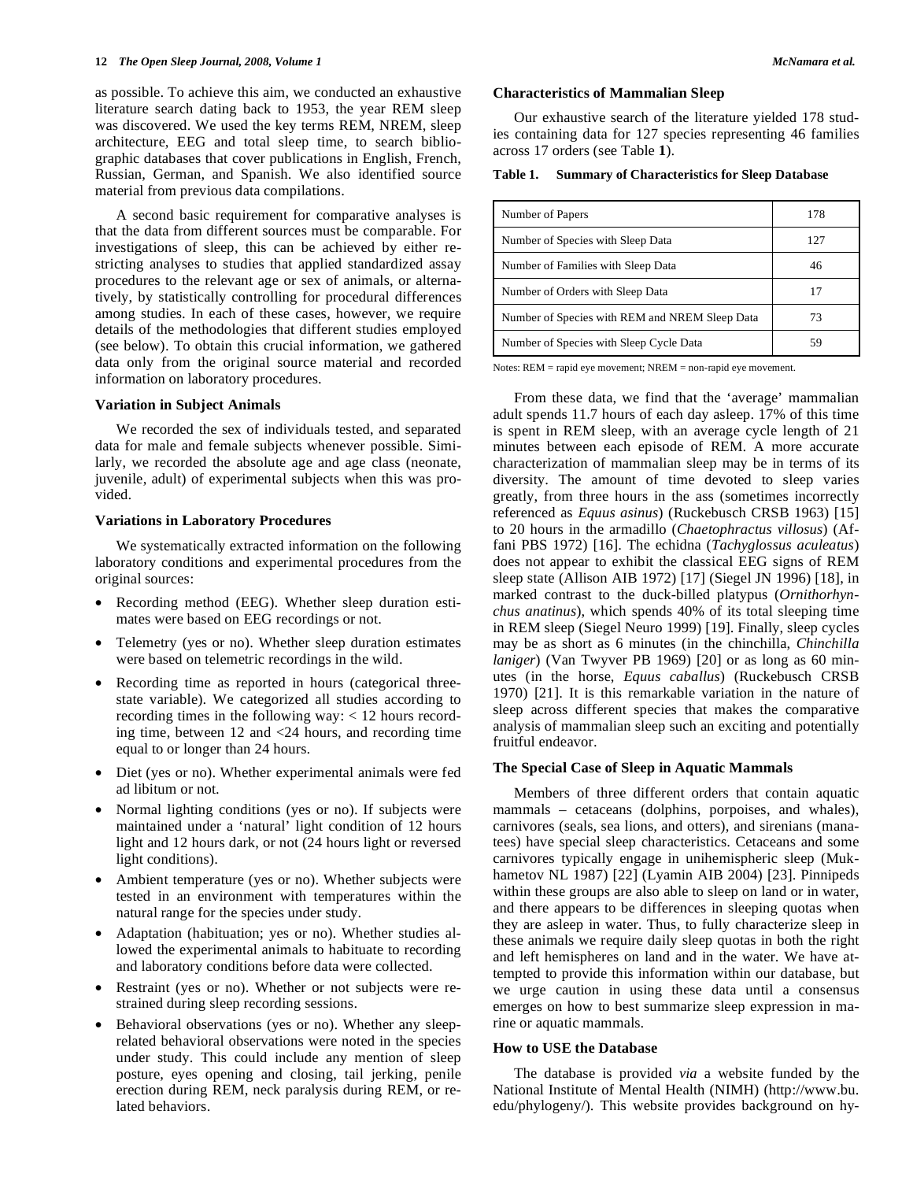as possible. To achieve this aim, we conducted an exhaustive literature search dating back to 1953, the year REM sleep was discovered. We used the key terms REM, NREM, sleep architecture, EEG and total sleep time, to search bibliographic databases that cover publications in English, French, Russian, German, and Spanish. We also identified source material from previous data compilations.

A second basic requirement for comparative analyses is that the data from different sources must be comparable. For investigations of sleep, this can be achieved by either restricting analyses to studies that applied standardized assay procedures to the relevant age or sex of animals, or alternatively, by statistically controlling for procedural differences among studies. In each of these cases, however, we require details of the methodologies that different studies employed (see below). To obtain this crucial information, we gathered data only from the original source material and recorded information on laboratory procedures.

### Variation in Subject Animals

We recorded the sex of individuals tested, and separated data for male and female subjects whenever possible. Similarly, we recorded the absolute age and age class (neonate, juvenile, adult) of experimental subjects when this was provided.

### Variations in Laboratory Procedures

We systematically extracted information on the following laboratory conditions and experimental procedures from the original sources:

- Recording method (EEG). Whether sleep duration estimates were based on EEG recordings or not.
- Telemetry (yes or no). Whether sleep duration estimates were based on telemetric recordings in the wild.
- Recording time as reported in hours (categorical three-state variable). We categorized all studies according to recording times in the following way: < 12 hours recording time, between 12 and <24 hours, and recording time equal to or longer than 24 hours.
- Diet (yes or no). Whether experimental animals were fed ad libitum or not.
- Normal lighting conditions (yes or no). If subjects were maintained under a 'natural' light condition of 12 hours light and 12 hours dark, or not (24 hours light or reversed light conditions).
- Ambient temperature (yes or no). Whether subjects were tested in an environment with temperatures within the natural range for the species under study.
- Adaptation (habituation; yes or no). Whether studies allowed the experimental animals to habituate to recording and laboratory conditions before data were collected.
- Restraint (yes or no). Whether or not subjects were restrained during sleep recording sessions.
- Behavioral observations (yes or no). Whether any sleep-related behavioral observations were noted in the species under study. This could include any mention of sleep posture, eyes opening and closing, tail jerking, penile erection during REM, neck paralysis during REM, or related behaviors.

### Characteristics of Mammalian Sleep

Our exhaustive search of the literature yielded 178 studies containing data for 127 species representing 46 families across 17 orders (see Table **1**).

**Table 1. Summary of Characteristics for Sleep Database**

| | |
|---|---|
| Number of Papers | 178 |
| Number of Species with Sleep Data | 127 |
| Number of Families with Sleep Data | 46 |
| Number of Orders with Sleep Data | 17 |
| Number of Species with REM and NREM Sleep Data | 73 |
| Number of Species with Sleep Cycle Data | 59 |

Notes: REM = rapid eye movement; NREM = non-rapid eye movement.

From these data, we find that the 'average' mammalian adult spends 11.7 hours of each day asleep. 17% of this time is spent in REM sleep, with an average cycle length of 21 minutes between each episode of REM. A more accurate characterization of mammalian sleep may be in terms of its diversity. The amount of time devoted to sleep varies greatly, from three hours in the ass (sometimes incorrectly referenced as *Equus asinus*) (Ruckebusch CRSB 1963) [15] to 20 hours in the armadillo (*Chaetophractus villosus*) (Affani PBS 1972) [16]. The echidna (*Tachyglossus aculeatus*) does not appear to exhibit the classical EEG signs of REM sleep state (Allison AIB 1972) [17] (Siegel JN 1996) [18], in marked contrast to the duck-billed platypus (*Ornithorhynchus anatinus*), which spends 40% of its total sleeping time in REM sleep (Siegel Neuro 1999) [19]. Finally, sleep cycles may be as short as 6 minutes (in the chinchilla, *Chinchilla laniger*) (Van Twyver PB 1969) [20] or as long as 60 minutes (in the horse, *Equus caballus*) (Ruckebusch CRSB 1970) [21]. It is this remarkable variation in the nature of sleep across different species that makes the comparative analysis of mammalian sleep such an exciting and potentially fruitful endeavor.

### The Special Case of Sleep in Aquatic Mammals

Members of three different orders that contain aquatic mammals – cetaceans (dolphins, porpoises, and whales), carnivores (seals, sea lions, and otters), and sirenians (manatees) have special sleep characteristics. Cetaceans and some carnivores typically engage in unihemispheric sleep (Mukhametov NL 1987) [22] (Lyamin AIB 2004) [23]. Pinnipeds within these groups are also able to sleep on land or in water, and there appears to be differences in sleeping quotas when they are asleep in water. Thus, to fully characterize sleep in these animals we require daily sleep quotas in both the right and left hemispheres on land and in the water. We have attempted to provide this information within our database, but we urge caution in using these data until a consensus emerges on how to best summarize sleep expression in marine or aquatic mammals.

### How to USE the Database

The database is provided *via* a website funded by the National Institute of Mental Health (NIMH) (http://www.bu.edu/phylogeny/). This website provides background on hy-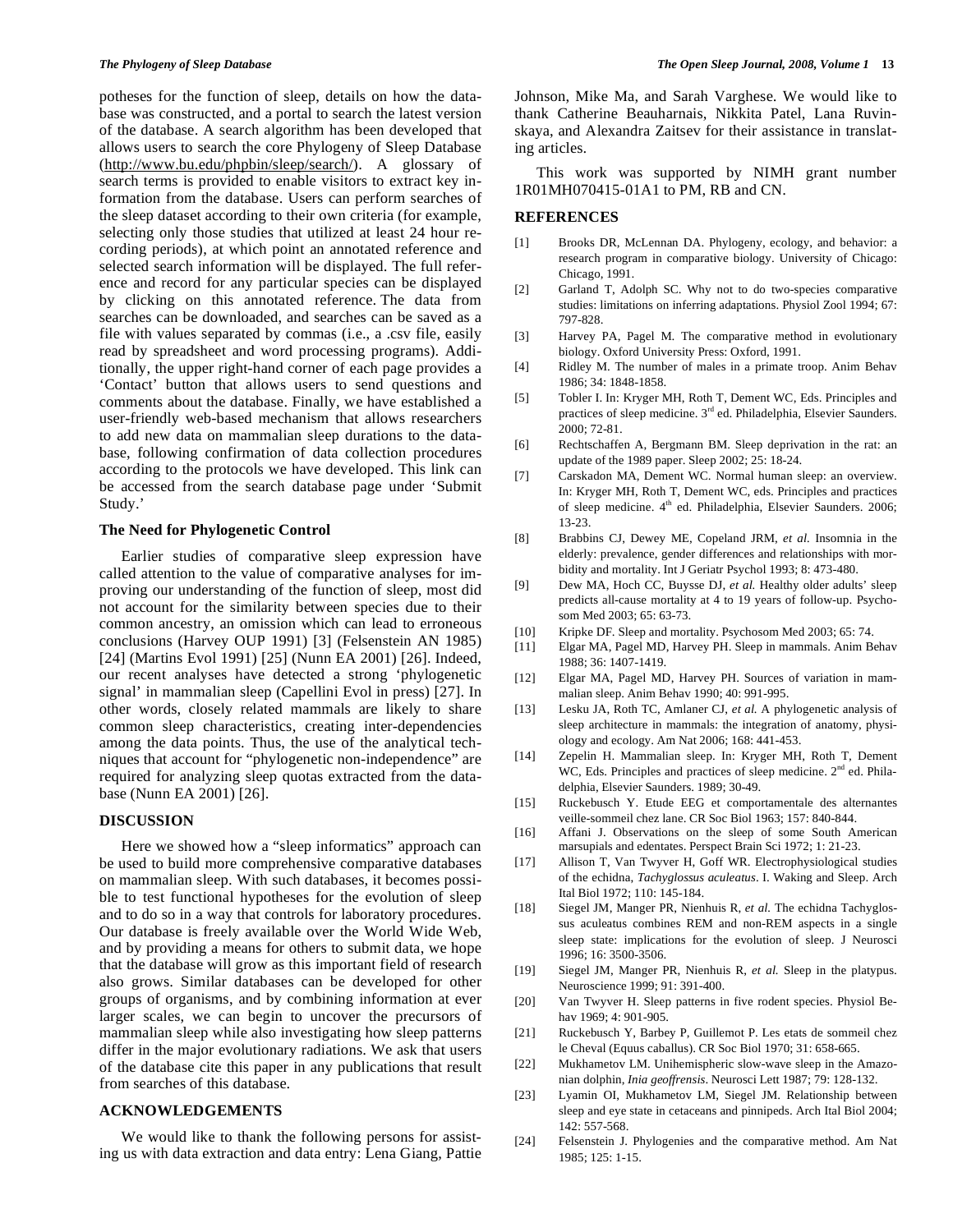potheses for the function of sleep, details on how the database was constructed, and a portal to search the latest version of the database. A search algorithm has been developed that allows users to search the core Phylogeny of Sleep Database (http://www.bu.edu/phpbin/sleep/search/). A glossary of search terms is provided to enable visitors to extract key information from the database. Users can perform searches of the sleep dataset according to their own criteria (for example, selecting only those studies that utilized at least 24 hour recording periods), at which point an annotated reference and selected search information will be displayed. The full reference and record for any particular species can be displayed by clicking on this annotated reference. The data from searches can be downloaded, and searches can be saved as a file with values separated by commas (i.e., a .csv file, easily read by spreadsheet and word processing programs). Additionally, the upper right-hand corner of each page provides a 'Contact' button that allows users to send questions and comments about the database. Finally, we have established a user-friendly web-based mechanism that allows researchers to add new data on mammalian sleep durations to the database, following confirmation of data collection procedures according to the protocols we have developed. This link can be accessed from the search database page under 'Submit Study.'

### The Need for Phylogenetic Control

Earlier studies of comparative sleep expression have called attention to the value of comparative analyses for improving our understanding of the function of sleep, most did not account for the similarity between species due to their common ancestry, an omission which can lead to erroneous conclusions (Harvey OUP 1991) [3] (Felsenstein AN 1985) [24] (Martins Evol 1991) [25] (Nunn EA 2001) [26]. Indeed, our recent analyses have detected a strong 'phylogenetic signal' in mammalian sleep (Capellini Evol in press) [27]. In other words, closely related mammals are likely to share common sleep characteristics, creating inter-dependencies among the data points. Thus, the use of the analytical techniques that account for "phylogenetic non-independence" are required for analyzing sleep quotas extracted from the database (Nunn EA 2001) [26].

## DISCUSSION

Here we showed how a "sleep informatics" approach can be used to build more comprehensive comparative databases on mammalian sleep. With such databases, it becomes possible to test functional hypotheses for the evolution of sleep and to do so in a way that controls for laboratory procedures. Our database is freely available over the World Wide Web, and by providing a means for others to submit data, we hope that the database will grow as this important field of research also grows. Similar databases can be developed for other groups of organisms, and by combining information at ever larger scales, we can begin to uncover the precursors of mammalian sleep while also investigating how sleep patterns differ in the major evolutionary radiations. We ask that users of the database cite this paper in any publications that result from searches of this database.

## ACKNOWLEDGEMENTS

We would like to thank the following persons for assisting us with data extraction and data entry: Lena Giang, Pattie Johnson, Mike Ma, and Sarah Varghese. We would like to thank Catherine Beauharnais, Nikkita Patel, Lana Ruvinskaya, and Alexandra Zaitsev for their assistance in translating articles.

This work was supported by NIMH grant number 1R01MH070415-01A1 to PM, RB and CN.

## REFERENCES

[1] Brooks DR, McLennan DA. Phylogeny, ecology, and behavior: a research program in comparative biology. University of Chicago: Chicago, 1991.

[2] Garland T, Adolph SC. Why not to do two-species comparative studies: limitations on inferring adaptations. Physiol Zool 1994; 67: 797-828.

[3] Harvey PA, Pagel M. The comparative method in evolutionary biology. Oxford University Press: Oxford, 1991.

[4] Ridley M. The number of males in a primate troop. Anim Behav 1986; 34: 1848-1858.

[5] Tobler I. In: Kryger MH, Roth T, Dement WC, Eds. Principles and practices of sleep medicine. 3rd ed. Philadelphia, Elsevier Saunders. 2000; 72-81.

[6] Rechtschaffen A, Bergmann BM. Sleep deprivation in the rat: an update of the 1989 paper. Sleep 2002; 25: 18-24.

[7] Carskadon MA, Dement WC. Normal human sleep: an overview. In: Kryger MH, Roth T, Dement WC, eds. Principles and practices of sleep medicine. 4th ed. Philadelphia, Elsevier Saunders. 2006; 13-23.

[8] Brabbins CJ, Dewey ME, Copeland JRM, *et al.* Insomnia in the elderly: prevalence, gender differences and relationships with morbidity and mortality. Int J Geriatr Psychol 1993; 8: 473-480.

[9] Dew MA, Hoch CC, Buysse DJ, *et al.* Healthy older adults' sleep predicts all-cause mortality at 4 to 19 years of follow-up. Psychosom Med 2003; 65: 63-73.

[10] Kripke DF. Sleep and mortality. Psychosom Med 2003; 65: 74.

[11] Elgar MA, Pagel MD, Harvey PH. Sleep in mammals. Anim Behav 1988; 36: 1407-1419.

[12] Elgar MA, Pagel MD, Harvey PH. Sources of variation in mammalian sleep. Anim Behav 1990; 40: 991-995.

[13] Lesku JA, Roth TC, Amlaner CJ, *et al.* A phylogenetic analysis of sleep architecture in mammals: the integration of anatomy, physiology and ecology. Am Nat 2006; 168: 441-453.

[14] Zepelin H. Mammalian sleep. In: Kryger MH, Roth T, Dement WC, Eds. Principles and practices of sleep medicine. 2nd ed. Philadelphia, Elsevier Saunders. 1989; 30-49.

[15] Ruckebusch Y. Etude EEG et comportamentale des alternantes veille-sommeil chez lane. CR Soc Biol 1963; 157: 840-844.

[16] Affani J. Observations on the sleep of some South American marsupials and edentates. Perspect Brain Sci 1972; 1: 21-23.

[17] Allison T, Van Twyver H, Goff WR. Electrophysiological studies of the echidna, *Tachyglossus aculeatus*. I. Waking and Sleep. Arch Ital Biol 1972; 110: 145-184.

[18] Siegel JM, Manger PR, Nienhuis R, *et al.* The echidna Tachyglossus aculeatus combines REM and non-REM aspects in a single sleep state: implications for the evolution of sleep. J Neurosci 1996; 16: 3500-3506.

[19] Siegel JM, Manger PR, Nienhuis R, *et al.* Sleep in the platypus. Neuroscience 1999; 91: 391-400.

[20] Van Twyver H. Sleep patterns in five rodent species. Physiol Behav 1969; 4: 901-905.

[21] Ruckebusch Y, Barbey P, Guillemot P. Les etats de sommeil chez le Cheval (Equus caballus). CR Soc Biol 1970; 31: 658-665.

[22] Mukhametov LM. Unihemispheric slow-wave sleep in the Amazonian dolphin, *Inia geoffrensis*. Neurosci Lett 1987; 79: 128-132.

[23] Lyamin OI, Mukhametov LM, Siegel JM. Relationship between sleep and eye state in cetaceans and pinnipeds. Arch Ital Biol 2004; 142: 557-568.

[24] Felsenstein J. Phylogenies and the comparative method. Am Nat 1985; 125: 1-15.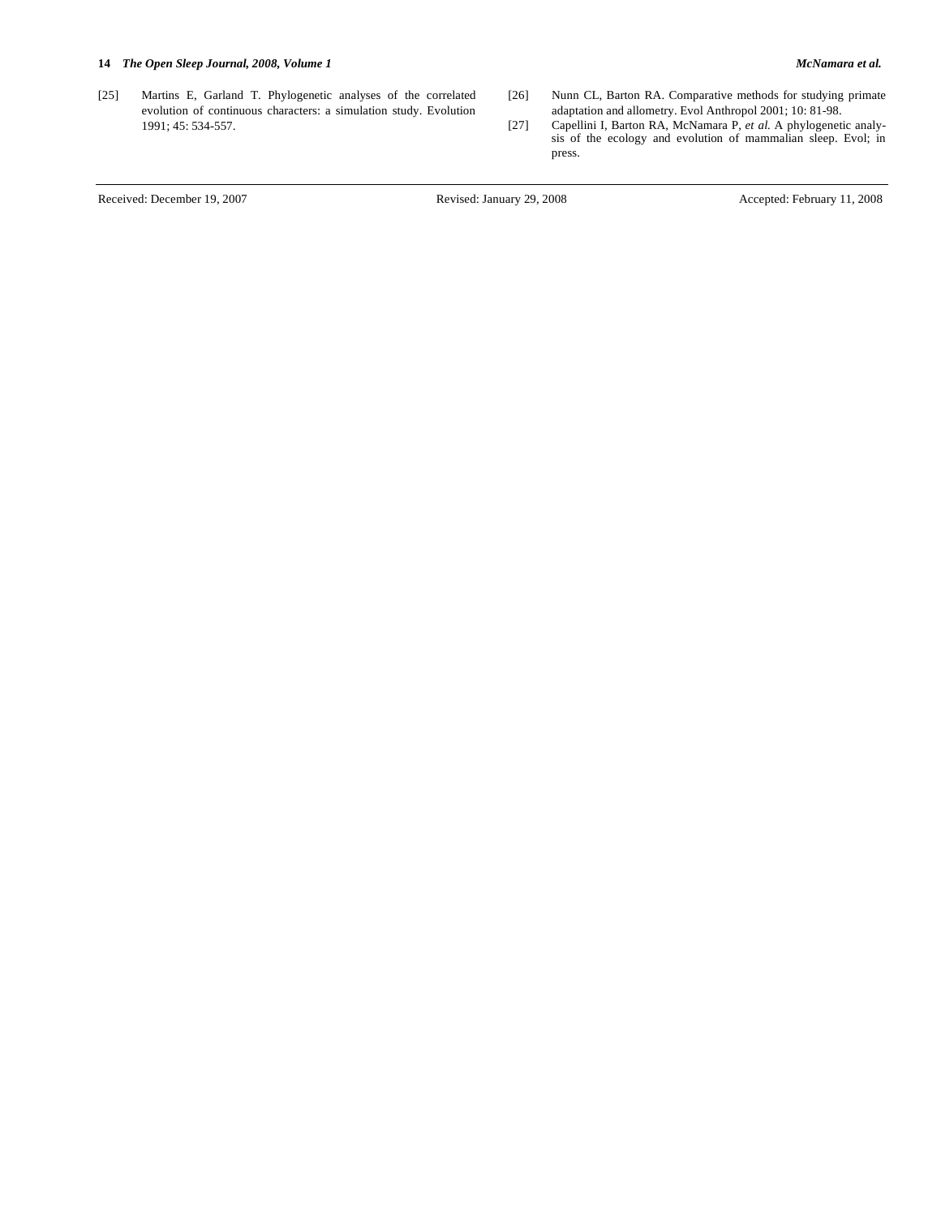[25] Martins E, Garland T. Phylogenetic analyses of the correlated evolution of continuous characters: a simulation study. Evolution 1991; 45: 534-557.

[26] Nunn CL, Barton RA. Comparative methods for studying primate adaptation and allometry. Evol Anthropol 2001; 10: 81-98.

[27] Capellini I, Barton RA, McNamara P, *et al.* A phylogenetic analysis of the ecology and evolution of mammalian sleep. Evol; in press.

---

Received: December 19, 2007 Revised: January 29, 2008 Accepted: February 11, 2008